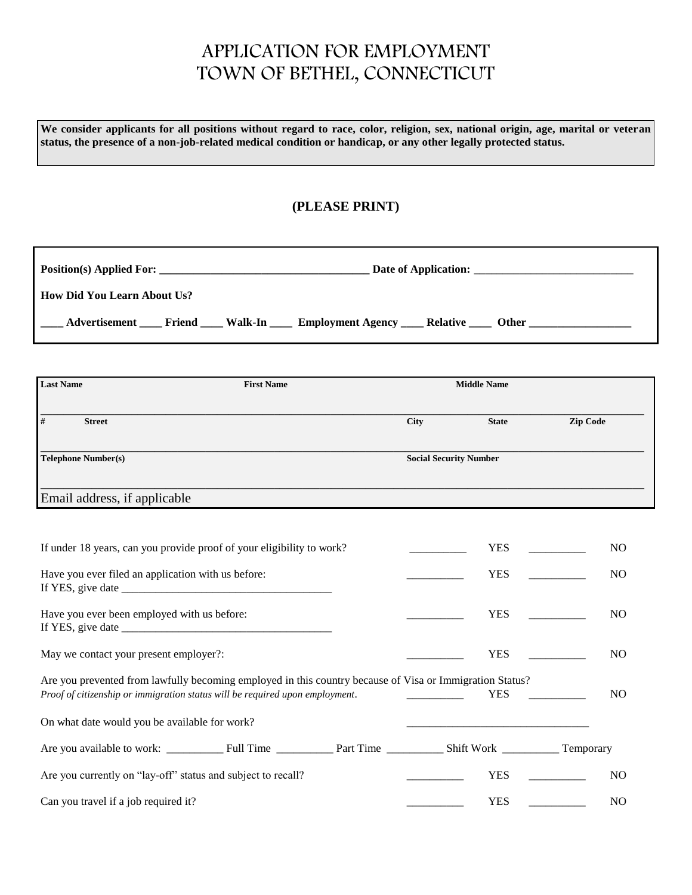# APPLICATION FOR EMPLOYMENT
# TOWN OF BETHEL, CONNECTICUT

**We consider applicants for all positions without regard to race, color, religion, sex, national origin, age, marital or veteran status, the presence of a non-job-related medical condition or handicap, or any other legally protected status.**

**(PLEASE PRINT)**

**Position(s) Applied For:** ___________________________________ **Date of Application:** ____________________________

**How Did You Learn About Us?**

____ **Advertisement** ____ **Friend** ____ **Walk-In** ____ **Employment Agency** ____ **Relative** ____ **Other** __________________

| **Last Name** | **First Name** | **Middle Name** | |
|---|---|---|---|
| | | | |
| **# Street** | **City** | **State** | **Zip Code** |
| | | | |
| **Telephone Number(s)** | **Social Security Number** | | |
| | | | |
| Email address, if applicable | | | |

If under 18 years, can you provide proof of your eligibility to work? __________ YES __________ NO

Have you ever filed an application with us before: __________ YES __________ NO
If YES, give date ______________________________________

Have you ever been employed with us before: __________ YES __________ NO
If YES, give date ______________________________________

May we contact your present employer?: __________ YES __________ NO

Are you prevented from lawfully becoming employed in this country because of Visa or Immigration Status?
*Proof of citizenship or immigration status will be required upon employment.* __________ YES __________ NO

On what date would you be available for work? ________________________________

Are you available to work: __________ Full Time __________ Part Time __________ Shift Work __________ Temporary

Are you currently on "lay-off" status and subject to recall? __________ YES __________ NO

Can you travel if a job required it? __________ YES __________ NO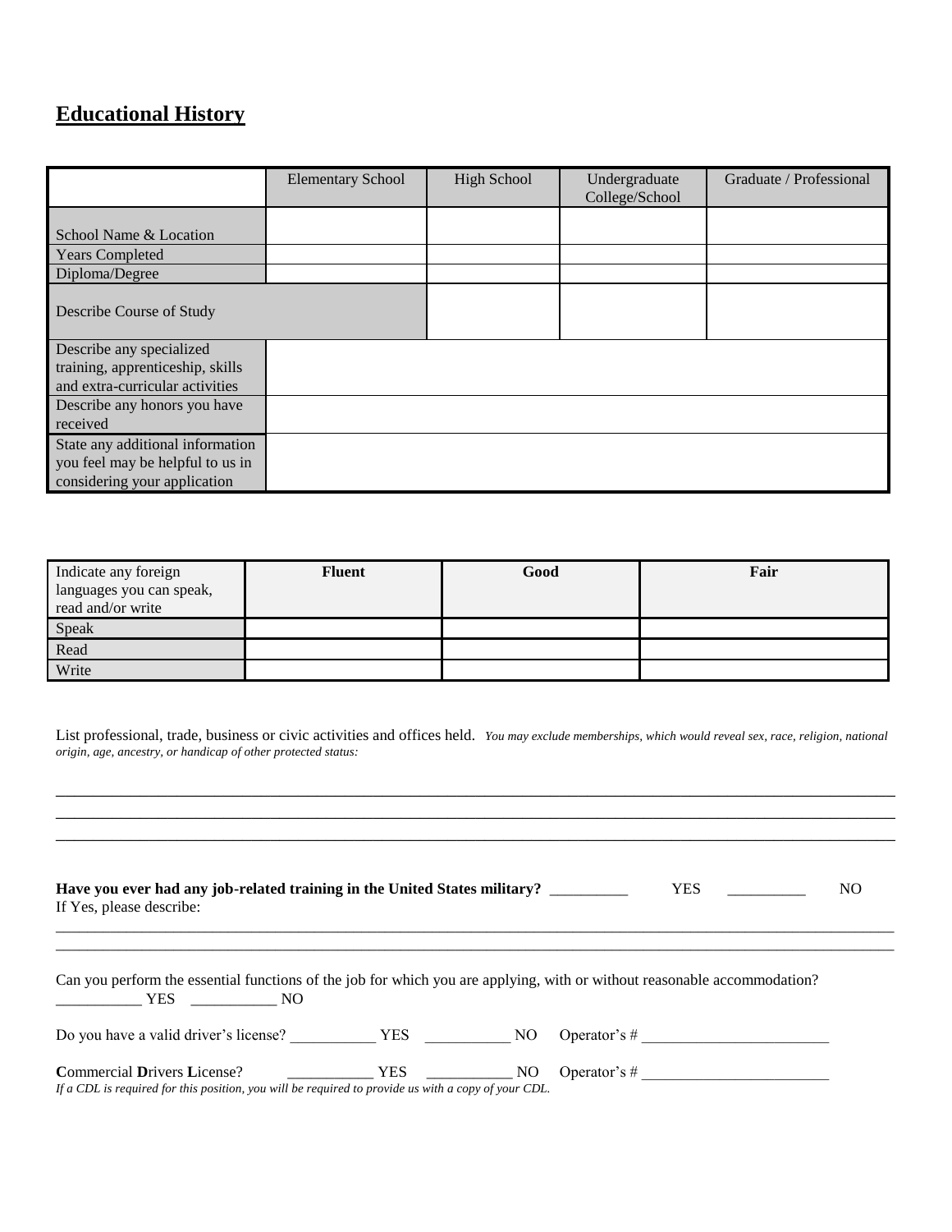## Educational History

| | Elementary School | High School | Undergraduate College/School | Graduate / Professional |
|---|---|---|---|---|
| School Name & Location | | | | |
| Years Completed | | | | |
| Diploma/Degree | | | | |
| Describe Course of Study | | | | |
| Describe any specialized training, apprenticeship, skills and extra-curricular activities | | | | |
| Describe any honors you have received | | | | |
| State any additional information you feel may be helpful to us in considering your application | | | | |

| Indicate any foreign languages you can speak, read and/or write | **Fluent** | **Good** | **Fair** |
|---|---|---|---|
| Speak | | | |
| Read | | | |
| Write | | | |

List professional, trade, business or civic activities and offices held. *You may exclude memberships, which would reveal sex, race, religion, national origin, age, ancestry, or handicap of other protected status:*

\_\_\_\_\_\_\_\_\_\_\_\_\_\_\_\_\_\_\_\_\_\_\_\_\_\_\_\_\_\_\_\_\_\_\_\_\_\_\_\_\_\_\_\_\_\_\_\_\_\_\_\_\_\_\_\_\_\_\_\_\_\_\_\_\_\_\_\_\_\_\_\_\_\_\_\_\_\_

\_\_\_\_\_\_\_\_\_\_\_\_\_\_\_\_\_\_\_\_\_\_\_\_\_\_\_\_\_\_\_\_\_\_\_\_\_\_\_\_\_\_\_\_\_\_\_\_\_\_\_\_\_\_\_\_\_\_\_\_\_\_\_\_\_\_\_\_\_\_\_\_\_\_\_\_\_\_

\_\_\_\_\_\_\_\_\_\_\_\_\_\_\_\_\_\_\_\_\_\_\_\_\_\_\_\_\_\_\_\_\_\_\_\_\_\_\_\_\_\_\_\_\_\_\_\_\_\_\_\_\_\_\_\_\_\_\_\_\_\_\_\_\_\_\_\_\_\_\_\_\_\_\_\_\_\_

**Have you ever had any job-related training in the United States military?** \_\_\_\_\_\_\_\_\_\_ YES \_\_\_\_\_\_\_\_\_\_ NO
If Yes, please describe:

\_\_\_\_\_\_\_\_\_\_\_\_\_\_\_\_\_\_\_\_\_\_\_\_\_\_\_\_\_\_\_\_\_\_\_\_\_\_\_\_\_\_\_\_\_\_\_\_\_\_\_\_\_\_\_\_\_\_\_\_\_\_\_\_\_\_\_\_\_\_\_\_\_\_\_\_\_\_

\_\_\_\_\_\_\_\_\_\_\_\_\_\_\_\_\_\_\_\_\_\_\_\_\_\_\_\_\_\_\_\_\_\_\_\_\_\_\_\_\_\_\_\_\_\_\_\_\_\_\_\_\_\_\_\_\_\_\_\_\_\_\_\_\_\_\_\_\_\_\_\_\_\_\_\_\_\_

Can you perform the essential functions of the job for which you are applying, with or without reasonable accommodation?
\_\_\_\_\_\_\_\_\_\_\_ YES \_\_\_\_\_\_\_\_\_\_\_ NO

Do you have a valid driver's license? \_\_\_\_\_\_\_\_\_\_\_ YES \_\_\_\_\_\_\_\_\_\_\_ NO Operator's # \_\_\_\_\_\_\_\_\_\_\_\_\_\_\_\_\_\_\_\_\_\_\_\_

**C**ommercial **D**rivers **L**icense? \_\_\_\_\_\_\_\_\_\_\_ YES \_\_\_\_\_\_\_\_\_\_\_ NO Operator's # \_\_\_\_\_\_\_\_\_\_\_\_\_\_\_\_\_\_\_\_\_\_\_\_
*If a CDL is required for this position, you will be required to provide us with a copy of your CDL.*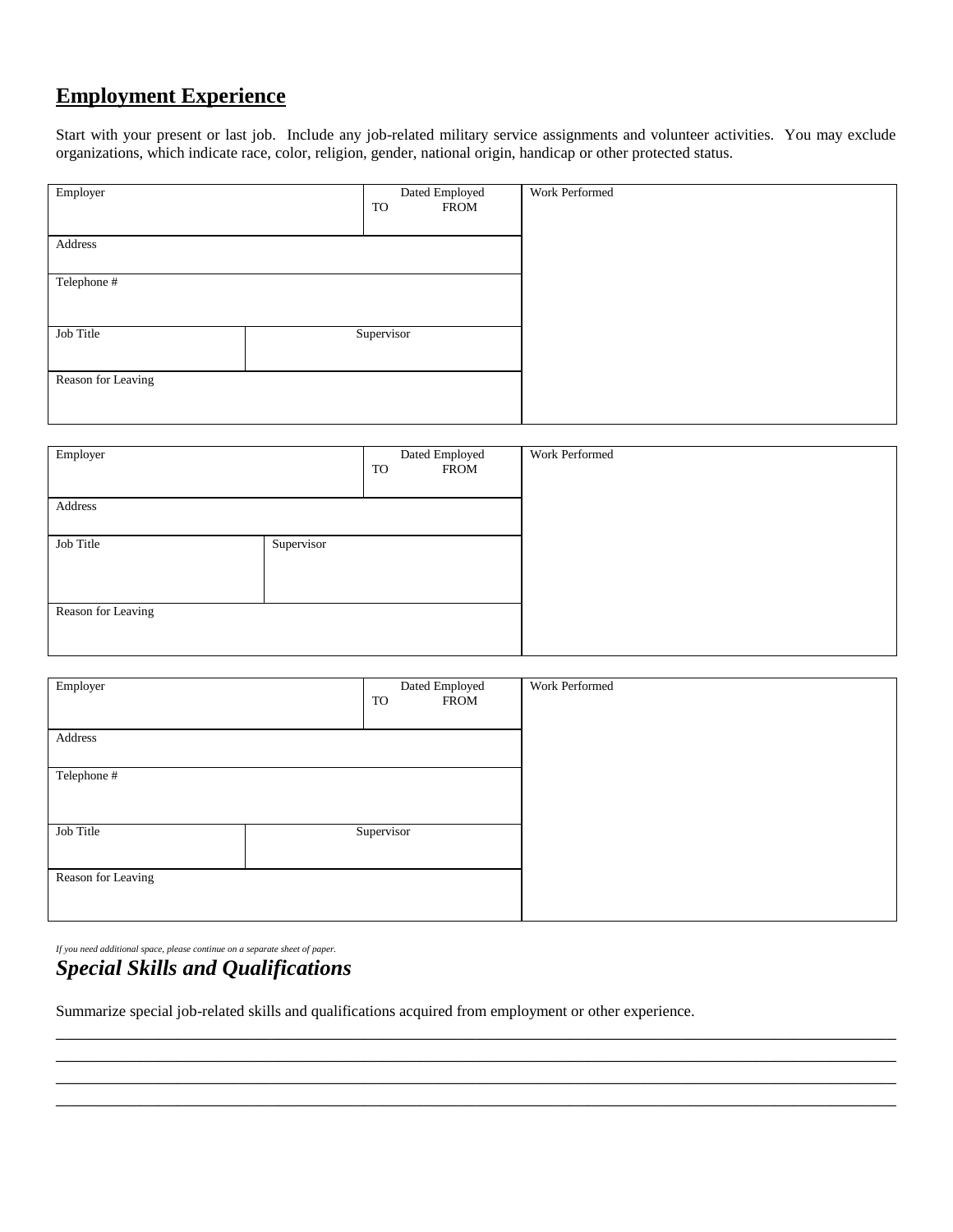## Employment Experience

Start with your present or last job. Include any job-related military service assignments and volunteer activities. You may exclude organizations, which indicate race, color, religion, gender, national origin, handicap or other protected status.

| | | | |
|---|---|---|---|
| Employer | | Dated Employed<br>TO FROM | Work Performed |
| Address | | | |
| Telephone # | | | |
| Job Title | Supervisor | | |
| Reason for Leaving | | | |

| | | | |
|---|---|---|---|
| Employer | | Dated Employed<br>TO FROM | Work Performed |
| Address | | | |
| Job Title | Supervisor | | |
| Reason for Leaving | | | |

| | | | |
|---|---|---|---|
| Employer | | Dated Employed<br>TO FROM | Work Performed |
| Address | | | |
| Telephone # | | | |
| Job Title | Supervisor | | |
| Reason for Leaving | | | |

*If you need additional space, please continue on a separate sheet of paper.*

### *Special Skills and Qualifications*

Summarize special job-related skills and qualifications acquired from employment or other experience.

\_\_\_\_\_\_\_\_\_\_\_\_\_\_\_\_\_\_\_\_\_\_\_\_\_\_\_\_\_\_\_\_\_\_\_\_\_\_\_\_\_\_\_\_\_\_\_\_\_\_\_\_\_\_\_\_\_\_\_\_\_\_\_\_\_\_\_\_\_\_\_\_\_\_\_\_\_\_\_\_\_\_\_\_\_\_\_\_

\_\_\_\_\_\_\_\_\_\_\_\_\_\_\_\_\_\_\_\_\_\_\_\_\_\_\_\_\_\_\_\_\_\_\_\_\_\_\_\_\_\_\_\_\_\_\_\_\_\_\_\_\_\_\_\_\_\_\_\_\_\_\_\_\_\_\_\_\_\_\_\_\_\_\_\_\_\_\_\_\_\_\_\_\_\_\_\_

\_\_\_\_\_\_\_\_\_\_\_\_\_\_\_\_\_\_\_\_\_\_\_\_\_\_\_\_\_\_\_\_\_\_\_\_\_\_\_\_\_\_\_\_\_\_\_\_\_\_\_\_\_\_\_\_\_\_\_\_\_\_\_\_\_\_\_\_\_\_\_\_\_\_\_\_\_\_\_\_\_\_\_\_\_\_\_\_

\_\_\_\_\_\_\_\_\_\_\_\_\_\_\_\_\_\_\_\_\_\_\_\_\_\_\_\_\_\_\_\_\_\_\_\_\_\_\_\_\_\_\_\_\_\_\_\_\_\_\_\_\_\_\_\_\_\_\_\_\_\_\_\_\_\_\_\_\_\_\_\_\_\_\_\_\_\_\_\_\_\_\_\_\_\_\_\_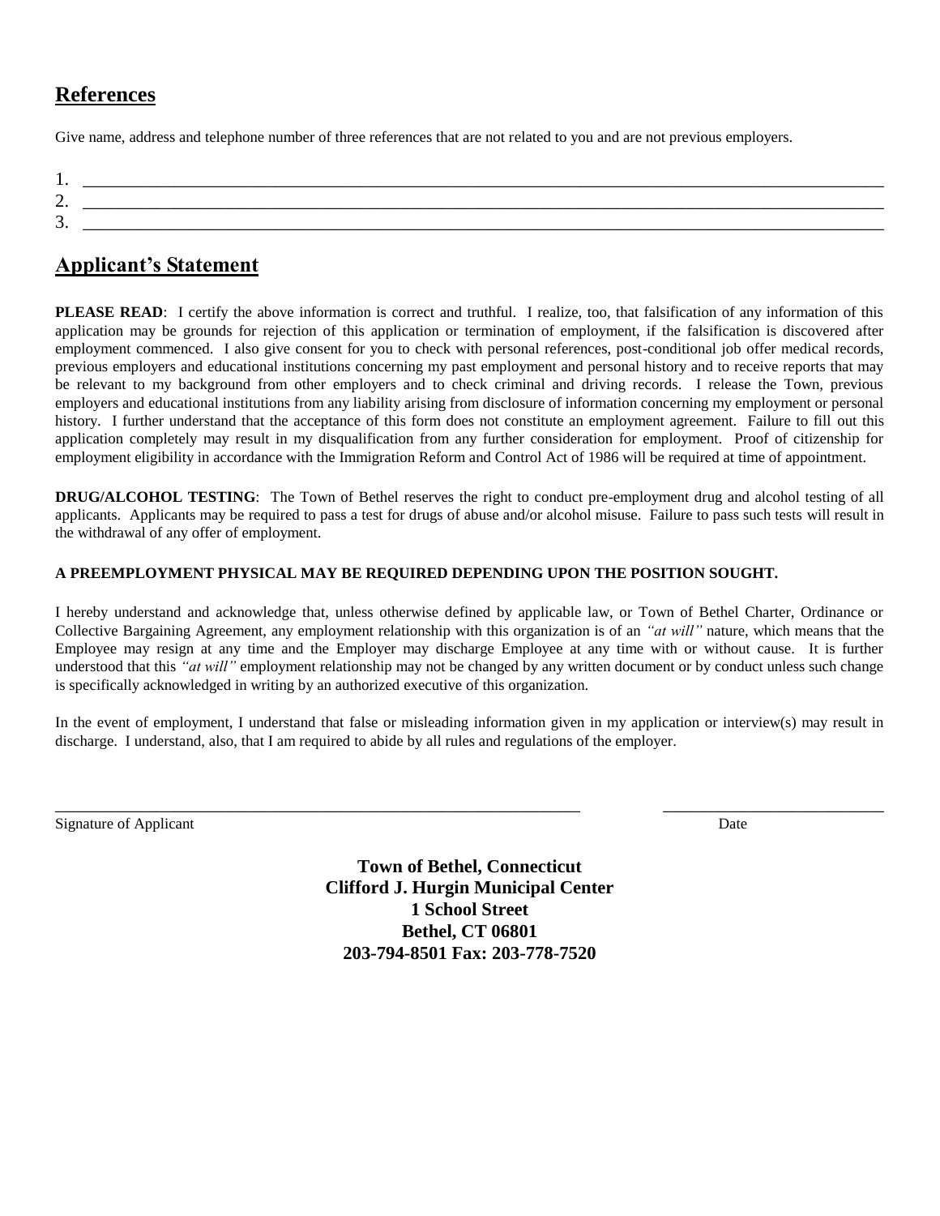## References

Give name, address and telephone number of three references that are not related to you and are not previous employers.

1. ______________________________________________________________________________
2. ______________________________________________________________________________
3. ______________________________________________________________________________

## Applicant's Statement

**PLEASE READ**: I certify the above information is correct and truthful. I realize, too, that falsification of any information of this application may be grounds for rejection of this application or termination of employment, if the falsification is discovered after employment commenced. I also give consent for you to check with personal references, post-conditional job offer medical records, previous employers and educational institutions concerning my past employment and personal history and to receive reports that may be relevant to my background from other employers and to check criminal and driving records. I release the Town, previous employers and educational institutions from any liability arising from disclosure of information concerning my employment or personal history. I further understand that the acceptance of this form does not constitute an employment agreement. Failure to fill out this application completely may result in my disqualification from any further consideration for employment. Proof of citizenship for employment eligibility in accordance with the Immigration Reform and Control Act of 1986 will be required at time of appointment.

**DRUG/ALCOHOL TESTING**: The Town of Bethel reserves the right to conduct pre-employment drug and alcohol testing of all applicants. Applicants may be required to pass a test for drugs of abuse and/or alcohol misuse. Failure to pass such tests will result in the withdrawal of any offer of employment.

**A PREEMPLOYMENT PHYSICAL MAY BE REQUIRED DEPENDING UPON THE POSITION SOUGHT.**

I hereby understand and acknowledge that, unless otherwise defined by applicable law, or Town of Bethel Charter, Ordinance or Collective Bargaining Agreement, any employment relationship with this organization is of an *"at will"* nature, which means that the Employee may resign at any time and the Employer may discharge Employee at any time with or without cause. It is further understood that this *"at will"* employment relationship may not be changed by any written document or by conduct unless such change is specifically acknowledged in writing by an authorized executive of this organization.

In the event of employment, I understand that false or misleading information given in my application or interview(s) may result in discharge. I understand, also, that I am required to abide by all rules and regulations of the employer.

_______________________________________________________________ ___________________________

Signature of Applicant Date

**Town of Bethel, Connecticut**
**Clifford J. Hurgin Municipal Center**
**1 School Street**
**Bethel, CT 06801**
**203-794-8501 Fax: 203-778-7520**